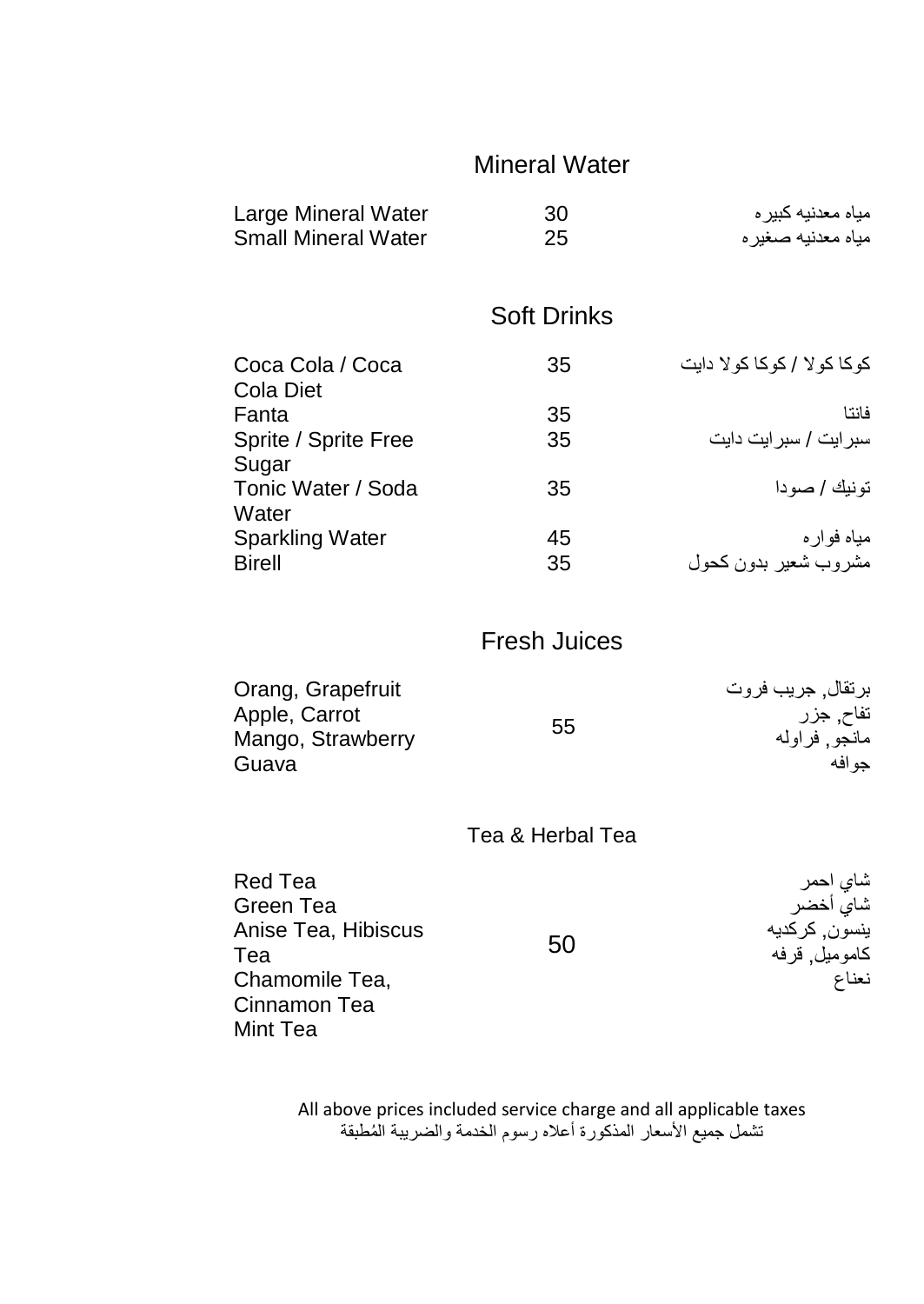## Mineral Water

| | | |
|---|---|---|
| Large Mineral Water | 30 | مياه معدنيه كبيره |
| Small Mineral Water | 25 | مياه معدنيه صغيره |

## Soft Drinks

| | | |
|---|---|---|
| Coca Cola / Coca Cola Diet | 35 | كوكا كولا / كوكا كولا دايت |
| Fanta | 35 | فانتا |
| Sprite / Sprite Free Sugar | 35 | سبرايت / سبرايت دايت |
| Tonic Water / Soda Water | 35 | تونيك / صودا |
| Sparkling Water | 45 | مياه فواره |
| Birell | 35 | مشروب شعير بدون كحول |

## Fresh Juices

| | | |
|---|---|---|
| Orang, Grapefruit<br>Apple, Carrot<br>Mango, Strawberry<br>Guava | 55 | برتقال, جريب فروت<br>تفاح, جزر<br>مانجو, فراوله<br>جوافه |

## Tea & Herbal Tea

| | | |
|---|---|---|
| Red Tea<br>Green Tea<br>Anise Tea, Hibiscus Tea<br>Chamomile Tea, Cinnamon Tea<br>Mint Tea | 50 | شاي احمر<br>شاي أخضر<br>ينسون, كركديه<br>كاموميل, قرفه<br>نعناع |

All above prices included service charge and all applicable taxes

تشمل جميع الأسعار المذكورة أعلاه رسوم الخدمة والضريبة المُطبقة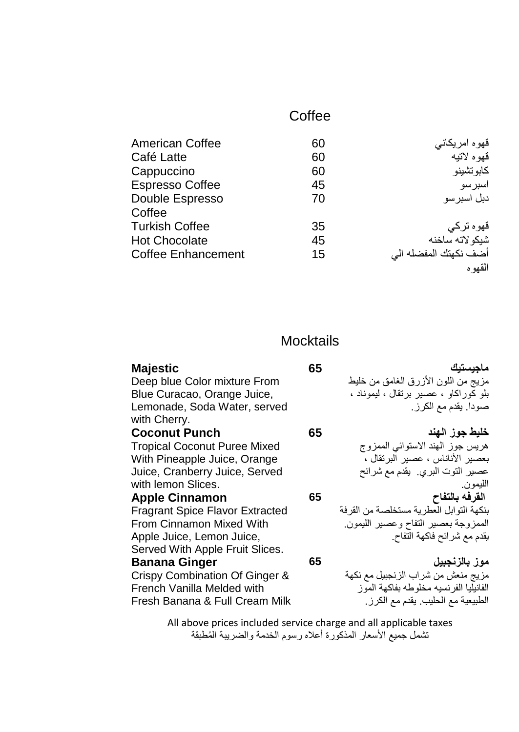## Coffee

| | | |
|---|---|---|
| American Coffee | 60 | قهوه امريكاني |
| Café Latte | 60 | قهوه لاتيه |
| Cappuccino | 60 | كابوتشينو |
| Espresso Coffee | 45 | اسبرسو |
| Double Espresso Coffee | 70 | دبل اسبرسو |
| Turkish Coffee | 35 | قهوه تركي |
| Hot Chocolate | 45 | شيكولاته ساخنه |
| Coffee Enhancement | 15 | أضف نكهتك المفضله الي القهوه |

## Mocktails

| | | |
|---|---|---|
| **Majestic**<br>Deep blue Color mixture From Blue Curacao, Orange Juice, Lemonade, Soda Water, served with Cherry. | **65** | **ماجيستيك**<br>مزيج من اللون الأزرق الغامق من خليط بلو كوراكاو ، عصير برتقال ، ليموناد ، صودا. يقدم مع الكرز. |
| **Coconut Punch**<br>Tropical Coconut Puree Mixed With Pineapple Juice, Orange Juice, Cranberry Juice, Served with lemon Slices. | **65** | **خليط جوز الهند**<br>هريس جوز الهند الاستوائي الممزوج بعصير الأناناس ، عصير البرتقال ، عصير التوت البري. يقدم مع شرائح الليمون. |
| **Apple Cinnamon**<br>Fragrant Spice Flavor Extracted From Cinnamon Mixed With Apple Juice, Lemon Juice, Served With Apple Fruit Slices. | **65** | **القرفه بالتفاح**<br>بنكهة التوابل العطرية مستخلصة من القرفة الممزوجة بعصير التفاح وعصير الليمون. يقدم مع شرائح فاكهة التفاح. |
| **Banana Ginger**<br>Crispy Combination Of Ginger & French Vanilla Melded with Fresh Banana & Full Cream Milk | **65** | **موز بالزنجبيل**<br>مزيج منعش من شراب الزنجبيل مع نكهة الفانيليا الفرنسيه مخلوطه بفاكهة الموز الطبيعية مع الحليب. يقدم مع الكرز. |

All above prices included service charge and all applicable taxes

تشمل جميع الأسعار المذكورة أعلاه رسوم الخدمة والضريبة المُطبقة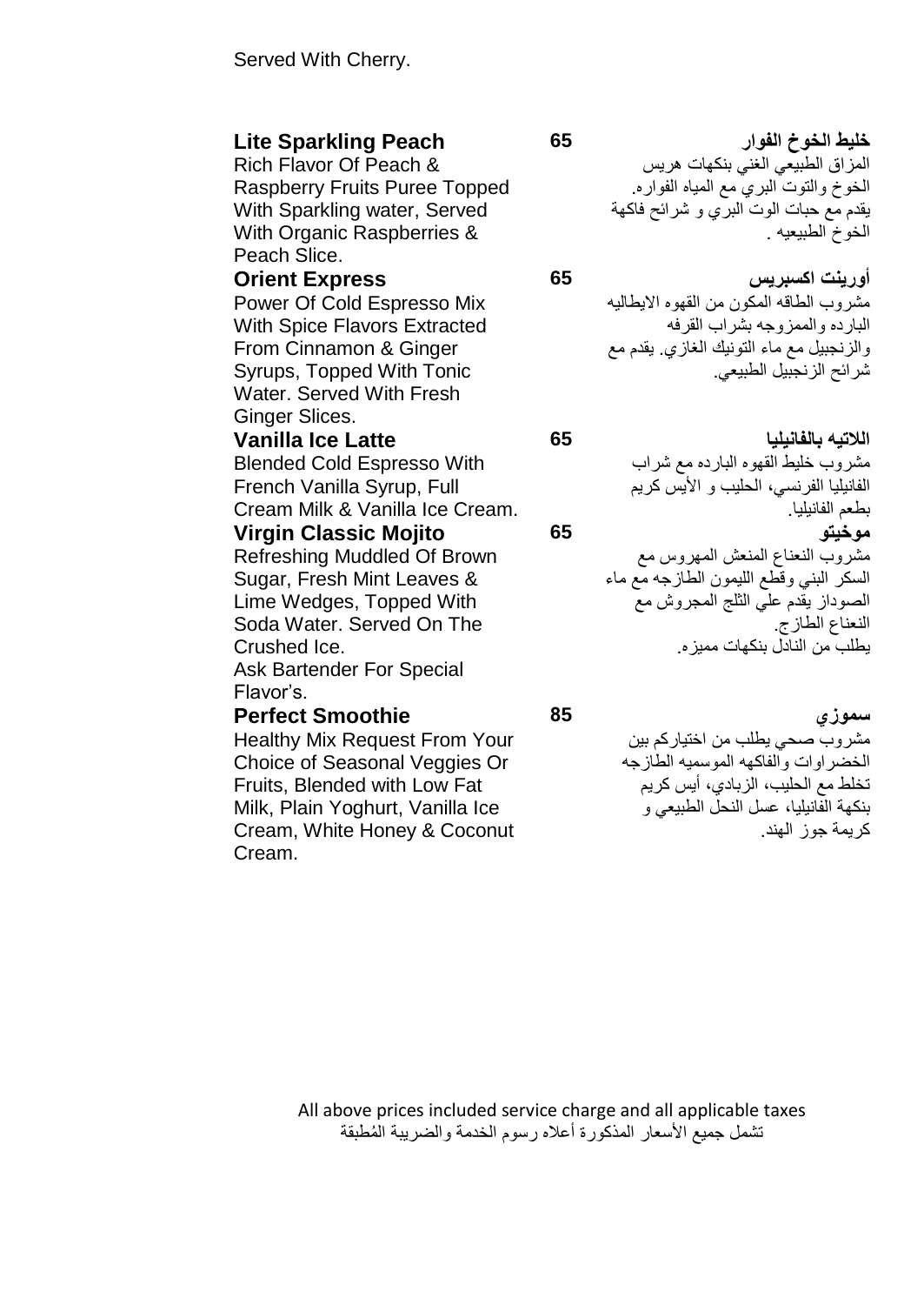Served With Cherry.

**Lite Sparkling Peach** **65** **خليط الخوخ الفوار**

Rich Flavor Of Peach & Raspberry Fruits Puree Topped With Sparkling water, Served With Organic Raspberries & Peach Slice.

المزاق الطبيعي الغني بنكهات هريس الخوخ والتوت البري مع المياه الفواره. يقدم مع حبات الوت البري و شرائح فاكهة الخوخ الطبيعيه .

**Orient Express** **65** **أورينت اكسبريس**

Power Of Cold Espresso Mix With Spice Flavors Extracted From Cinnamon & Ginger Syrups, Topped With Tonic Water. Served With Fresh Ginger Slices.

مشروب الطاقه المكون من القهوه الايطاليه البارده والممزوجه بشراب القرفه والزنجبيل مع ماء التونيك الغازي. يقدم مع شرائح الزنجبيل الطبيعي.

**Vanilla Ice Latte** **65** **اللاتيه بالفانيليا**

Blended Cold Espresso With French Vanilla Syrup, Full Cream Milk & Vanilla Ice Cream.

مشروب خليط القهوه البارده مع شراب الفانيليا الفرنسي، الحليب و الأيس كريم بطعم الفانيليا.

**Virgin Classic Mojito** **65** **موخيتو**

Refreshing Muddled Of Brown Sugar, Fresh Mint Leaves & Lime Wedges, Topped With Soda Water. Served On The Crushed Ice.
Ask Bartender For Special Flavor's.

مشروب النعناع المنعش المهروس مع السكر البني وقطع الليمون الطازجه مع ماء الصوداز يقدم علي الثلج المجروش مع النعناع الطازج.
يطلب من النادل بنكهات مميزه.

**Perfect Smoothie** **85** **سموزي**

Healthy Mix Request From Your Choice of Seasonal Veggies Or Fruits, Blended with Low Fat Milk, Plain Yoghurt, Vanilla Ice Cream, White Honey & Coconut Cream.

مشروب صحي يطلب من اختياركم بين الخضراوات والفاكهه الموسميه الطازجه تخلط مع الحليب، الزبادي، أيس كريم بنكهة الفانيليا، عسل النحل الطبيعي و كريمة جوز الهند.

All above prices included service charge and all applicable taxes
تشمل جميع الأسعار المذكورة أعلاه رسوم الخدمة والضريبة المُطبقة